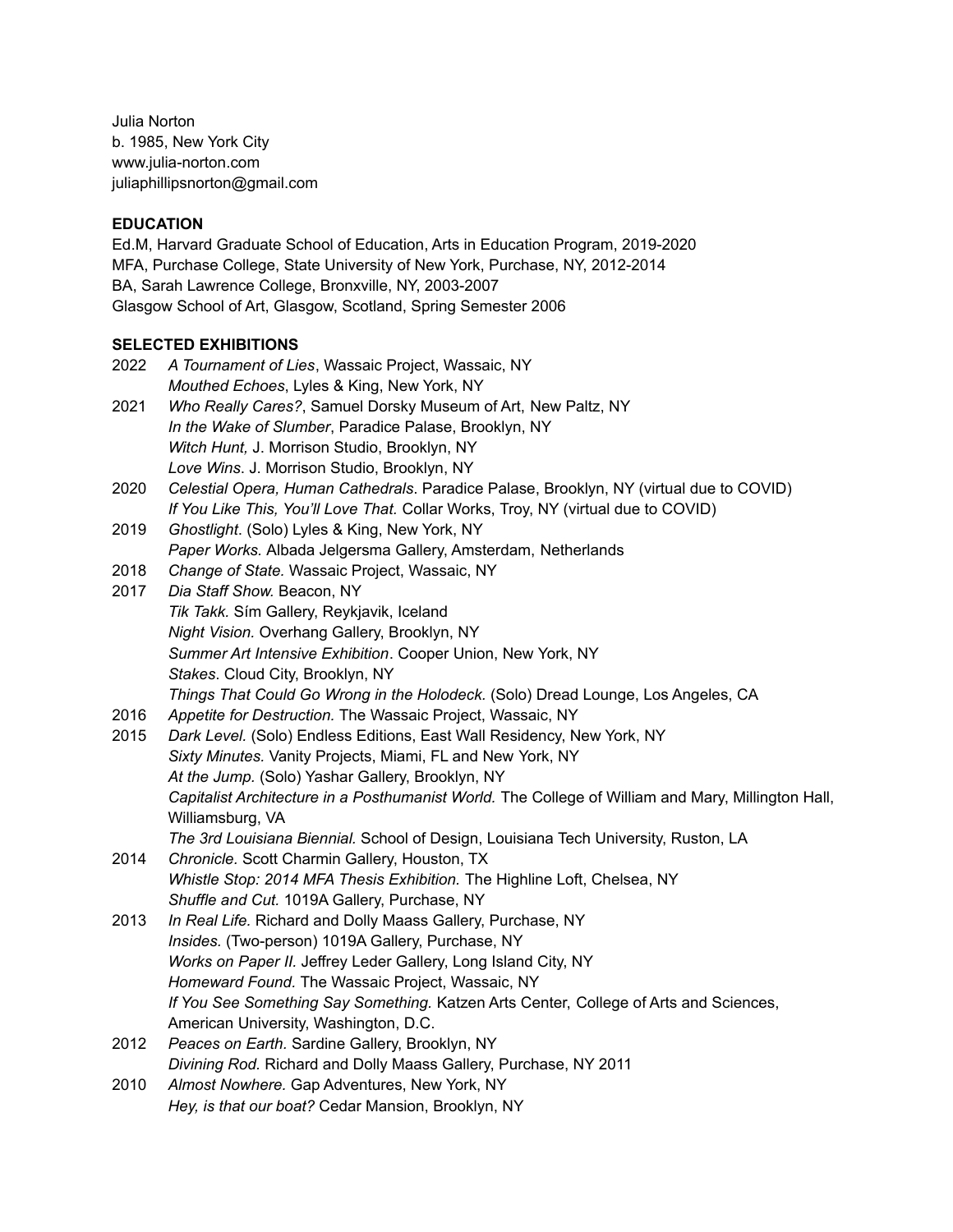Julia Norton
b. 1985, New York City
www.julia-norton.com
juliaphillipsnorton@gmail.com

## EDUCATION

Ed.M, Harvard Graduate School of Education, Arts in Education Program, 2019-2020
MFA, Purchase College, State University of New York, Purchase, NY, 2012-2014
BA, Sarah Lawrence College, Bronxville, NY, 2003-2007
Glasgow School of Art, Glasgow, Scotland, Spring Semester 2006

## SELECTED EXHIBITIONS

2022 *A Tournament of Lies*, Wassaic Project, Wassaic, NY
*Mouthed Echoes*, Lyles & King, New York, NY

2021 *Who Really Cares?*, Samuel Dorsky Museum of Art, New Paltz, NY
*In the Wake of Slumber*, Paradice Palase, Brooklyn, NY
*Witch Hunt,* J. Morrison Studio, Brooklyn, NY
*Love Wins*. J. Morrison Studio, Brooklyn, NY

2020 *Celestial Opera, Human Cathedrals*. Paradice Palase, Brooklyn, NY (virtual due to COVID)
*If You Like This, You'll Love That.* Collar Works, Troy, NY (virtual due to COVID)

2019 *Ghostlight*. (Solo) Lyles & King, New York, NY
*Paper Works.* Albada Jelgersma Gallery, Amsterdam, Netherlands

2018 *Change of State.* Wassaic Project, Wassaic, NY

2017 *Dia Staff Show.* Beacon, NY
*Tik Takk.* Sím Gallery, Reykjavik, Iceland
*Night Vision.* Overhang Gallery, Brooklyn, NY
*Summer Art Intensive Exhibition*. Cooper Union, New York, NY
*Stakes*. Cloud City, Brooklyn, NY
*Things That Could Go Wrong in the Holodeck.* (Solo) Dread Lounge, Los Angeles, CA

2016 *Appetite for Destruction.* The Wassaic Project, Wassaic, NY

2015 *Dark Level.* (Solo) Endless Editions, East Wall Residency, New York, NY
*Sixty Minutes.* Vanity Projects, Miami, FL and New York, NY
*At the Jump.* (Solo) Yashar Gallery, Brooklyn, NY
*Capitalist Architecture in a Posthumanist World.* The College of William and Mary, Millington Hall, Williamsburg, VA
*The 3rd Louisiana Biennial.* School of Design, Louisiana Tech University, Ruston, LA

2014 *Chronicle.* Scott Charmin Gallery, Houston, TX
*Whistle Stop: 2014 MFA Thesis Exhibition.* The Highline Loft, Chelsea, NY
*Shuffle and Cut.* 1019A Gallery, Purchase, NY

2013 *In Real Life.* Richard and Dolly Maass Gallery, Purchase, NY
*Insides.* (Two-person) 1019A Gallery, Purchase, NY
*Works on Paper II.* Jeffrey Leder Gallery, Long Island City, NY
*Homeward Found.* The Wassaic Project, Wassaic, NY
*If You See Something Say Something.* Katzen Arts Center, College of Arts and Sciences, American University, Washington, D.C.

2012 *Peaces on Earth*. Sardine Gallery, Brooklyn, NY
*Divining Rod.* Richard and Dolly Maass Gallery, Purchase, NY 2011

2010 *Almost Nowhere.* Gap Adventures, New York, NY
*Hey, is that our boat?* Cedar Mansion, Brooklyn, NY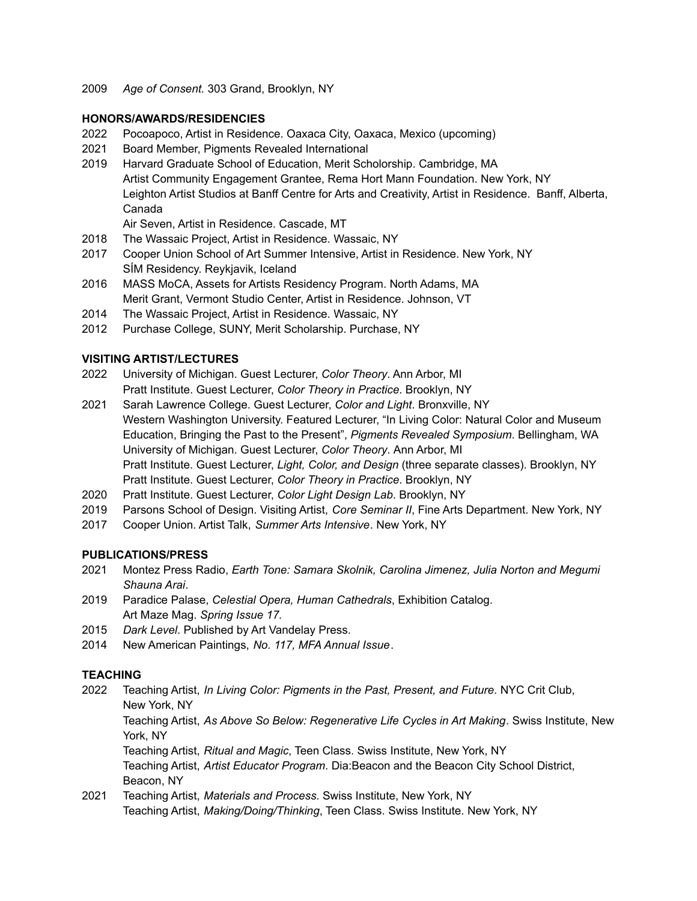2009 *Age of Consent.* 303 Grand, Brooklyn, NY

**HONORS/AWARDS/RESIDENCIES**

2022 Pocoapoco, Artist in Residence. Oaxaca City, Oaxaca, Mexico (upcoming)

2021 Board Member, Pigments Revealed International

2019 Harvard Graduate School of Education, Merit Scholorship. Cambridge, MA
Artist Community Engagement Grantee, Rema Hort Mann Foundation. New York, NY
Leighton Artist Studios at Banff Centre for Arts and Creativity, Artist in Residence. Banff, Alberta, Canada
Air Seven, Artist in Residence. Cascade, MT

2018 The Wassaic Project, Artist in Residence. Wassaic, NY

2017 Cooper Union School of Art Summer Intensive, Artist in Residence. New York, NY
SÍM Residency. Reykjavik, Iceland

2016 MASS MoCA, Assets for Artists Residency Program. North Adams, MA
Merit Grant, Vermont Studio Center, Artist in Residence. Johnson, VT

2014 The Wassaic Project, Artist in Residence. Wassaic, NY

2012 Purchase College, SUNY, Merit Scholarship. Purchase, NY

**VISITING ARTIST/LECTURES**

2022 University of Michigan. Guest Lecturer, *Color Theory*. Ann Arbor, MI
Pratt Institute. Guest Lecturer, *Color Theory in Practice*. Brooklyn, NY

2021 Sarah Lawrence College. Guest Lecturer, *Color and Light*. Bronxville, NY
Western Washington University. Featured Lecturer, "In Living Color: Natural Color and Museum Education, Bringing the Past to the Present", *Pigments Revealed Symposium*. Bellingham, WA
University of Michigan. Guest Lecturer, *Color Theory*. Ann Arbor, MI
Pratt Institute. Guest Lecturer, *Light, Color, and Design* (three separate classes). Brooklyn, NY
Pratt Institute. Guest Lecturer, *Color Theory in Practice*. Brooklyn, NY

2020 Pratt Institute. Guest Lecturer, *Color Light Design Lab*. Brooklyn, NY

2019 Parsons School of Design. Visiting Artist, *Core Seminar II*, Fine Arts Department. New York, NY

2017 Cooper Union. Artist Talk, *Summer Arts Intensive*. New York, NY

**PUBLICATIONS/PRESS**

2021 Montez Press Radio, *Earth Tone: Samara Skolnik, Carolina Jimenez, Julia Norton and Megumi Shauna Arai*.

2019 Paradice Palase, *Celestial Opera, Human Cathedrals*, Exhibition Catalog.
Art Maze Mag. *Spring Issue 17*.

2015 *Dark Level*. Published by Art Vandelay Press.

2014 New American Paintings, *No. 117, MFA Annual Issue*.

**TEACHING**

2022 Teaching Artist, *In Living Color: Pigments in the Past, Present, and Future*. NYC Crit Club, New York, NY
Teaching Artist, *As Above So Below: Regenerative Life Cycles in Art Making*. Swiss Institute, New York, NY
Teaching Artist, *Ritual and Magic*, Teen Class. Swiss Institute, New York, NY
Teaching Artist, *Artist Educator Program*. Dia:Beacon and the Beacon City School District, Beacon, NY

2021 Teaching Artist, *Materials and Process.* Swiss Institute, New York, NY
Teaching Artist, *Making/Doing/Thinking*, Teen Class. Swiss Institute. New York, NY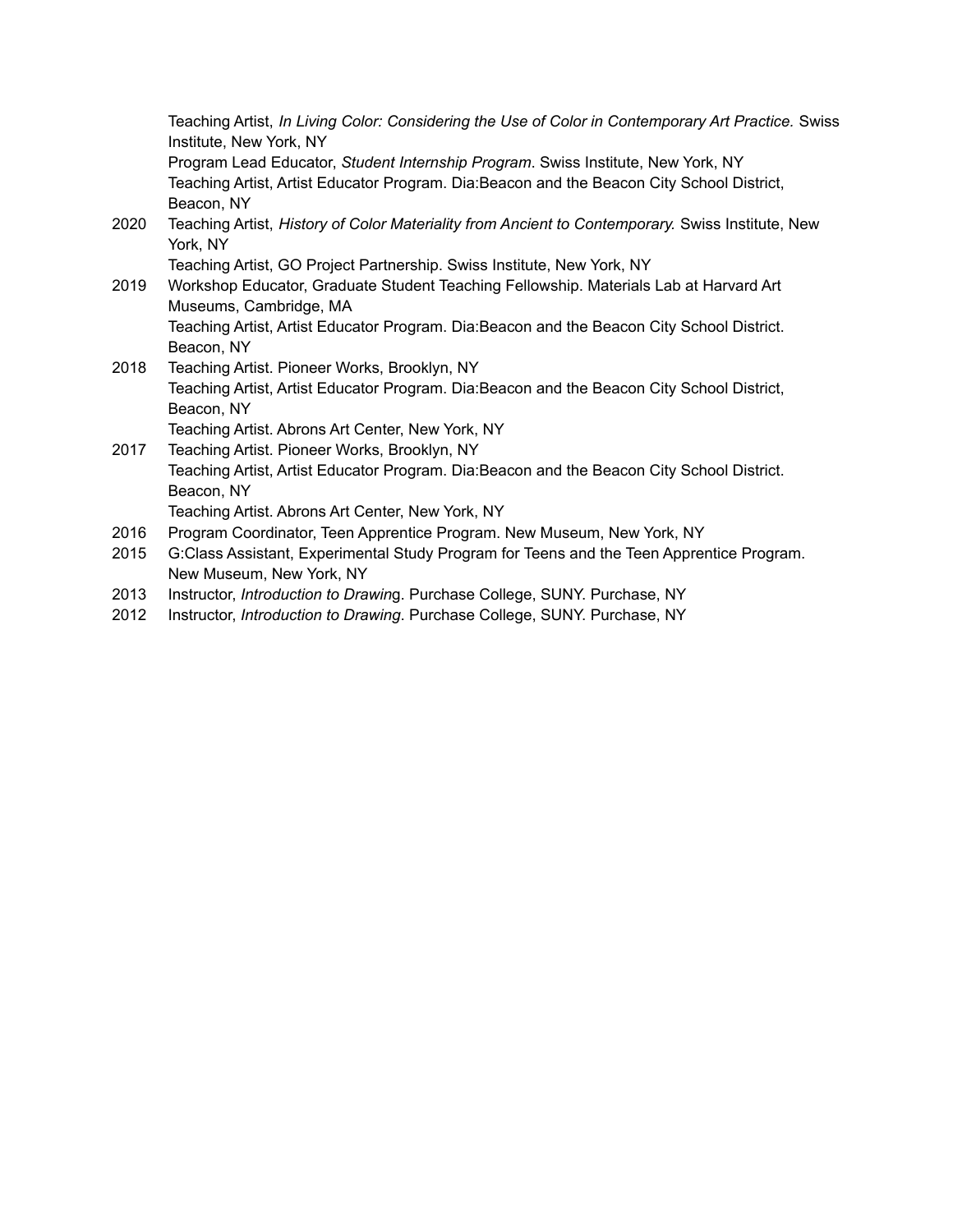Teaching Artist, *In Living Color: Considering the Use of Color in Contemporary Art Practice.* Swiss Institute, New York, NY
Program Lead Educator, *Student Internship Program*. Swiss Institute, New York, NY
Teaching Artist, Artist Educator Program. Dia:Beacon and the Beacon City School District, Beacon, NY

2020 Teaching Artist, *History of Color Materiality from Ancient to Contemporary.* Swiss Institute, New York, NY
Teaching Artist, GO Project Partnership. Swiss Institute, New York, NY

2019 Workshop Educator, Graduate Student Teaching Fellowship. Materials Lab at Harvard Art Museums, Cambridge, MA
Teaching Artist, Artist Educator Program. Dia:Beacon and the Beacon City School District. Beacon, NY

2018 Teaching Artist. Pioneer Works, Brooklyn, NY
Teaching Artist, Artist Educator Program. Dia:Beacon and the Beacon City School District, Beacon, NY
Teaching Artist. Abrons Art Center, New York, NY

2017 Teaching Artist. Pioneer Works, Brooklyn, NY
Teaching Artist, Artist Educator Program. Dia:Beacon and the Beacon City School District. Beacon, NY
Teaching Artist. Abrons Art Center, New York, NY

2016 Program Coordinator, Teen Apprentice Program. New Museum, New York, NY

2015 G:Class Assistant, Experimental Study Program for Teens and the Teen Apprentice Program. New Museum, New York, NY

2013 Instructor, *Introduction to Drawin*g. Purchase College, SUNY. Purchase, NY

2012 Instructor, *Introduction to Drawing*. Purchase College, SUNY. Purchase, NY